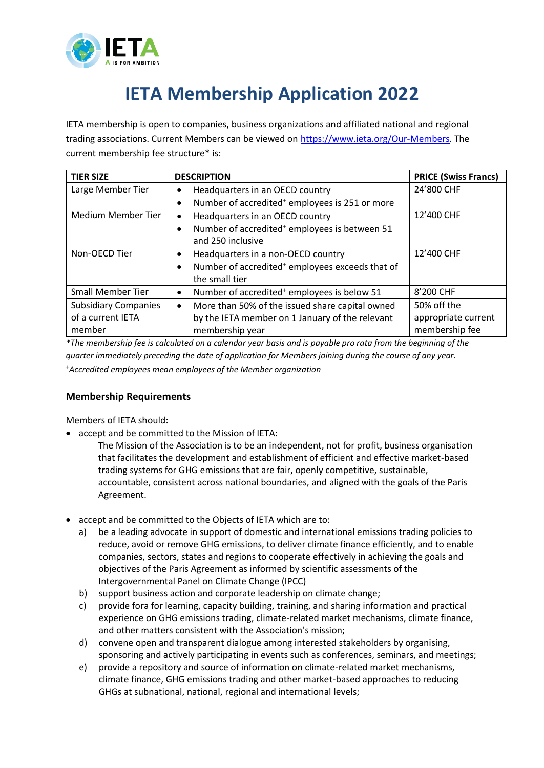# IETA Membership Application 2022

IETA membership is open to companies, business organizations and affiliated national and regional trading associations. Current Members can be viewed on [https://www.ieta.org/Our-Members](https://www.ieta.org/Our-Members). The current membership fee structure* is:

| TIER SIZE | DESCRIPTION | PRICE (Swiss Francs) |
|---|---|---|
| Large Member Tier | • Headquarters in an OECD country<br>• Number of accredited+ employees is 251 or more | 24'800 CHF |
| Medium Member Tier | • Headquarters in an OECD country<br>• Number of accredited+ employees is between 51 and 250 inclusive | 12'400 CHF |
| Non-OECD Tier | • Headquarters in a non-OECD country<br>• Number of accredited+ employees exceeds that of the small tier | 12'400 CHF |
| Small Member Tier | • Number of accredited+ employees is below 51 | 8'200 CHF |
| Subsidiary Companies of a current IETA member | • More than 50% of the issued share capital owned by the IETA member on 1 January of the relevant membership year | 50% off the appropriate current membership fee |

*\*The membership fee is calculated on a calendar year basis and is payable pro rata from the beginning of the quarter immediately preceding the date of application for Members joining during the course of any year.*

*+Accredited employees mean employees of the Member organization*

### Membership Requirements

Members of IETA should:

- accept and be committed to the Mission of IETA:

  The Mission of the Association is to be an independent, not for profit, business organisation that facilitates the development and establishment of efficient and effective market-based trading systems for GHG emissions that are fair, openly competitive, sustainable, accountable, consistent across national boundaries, and aligned with the goals of the Paris Agreement.

- accept and be committed to the Objects of IETA which are to:
  a) be a leading advocate in support of domestic and international emissions trading policies to reduce, avoid or remove GHG emissions, to deliver climate finance efficiently, and to enable companies, sectors, states and regions to cooperate effectively in achieving the goals and objectives of the Paris Agreement as informed by scientific assessments of the Intergovernmental Panel on Climate Change (IPCC)
  b) support business action and corporate leadership on climate change;
  c) provide fora for learning, capacity building, training, and sharing information and practical experience on GHG emissions trading, climate-related market mechanisms, climate finance, and other matters consistent with the Association's mission;
  d) convene open and transparent dialogue among interested stakeholders by organising, sponsoring and actively participating in events such as conferences, seminars, and meetings;
  e) provide a repository and source of information on climate-related market mechanisms, climate finance, GHG emissions trading and other market-based approaches to reducing GHGs at subnational, national, regional and international levels;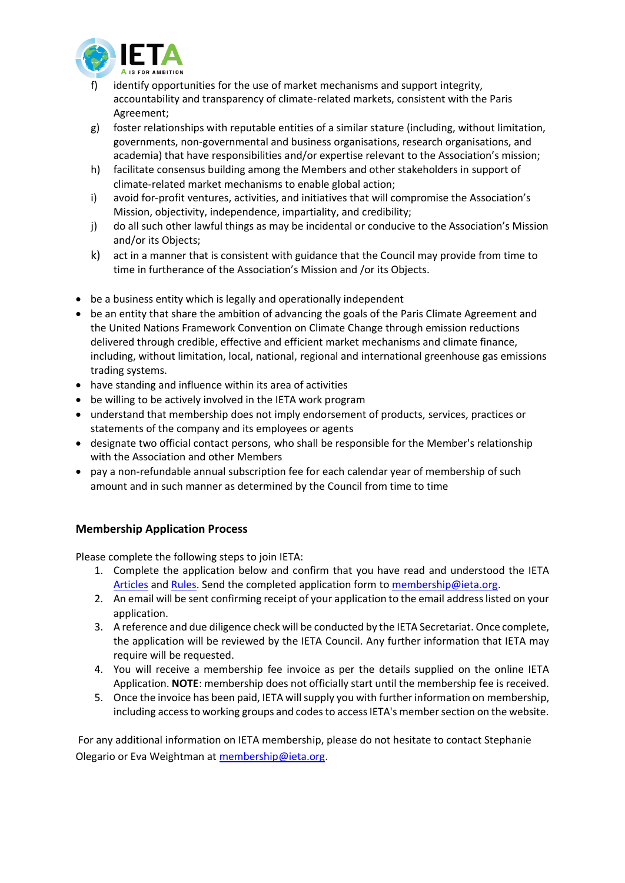f) identify opportunities for the use of market mechanisms and support integrity, accountability and transparency of climate-related markets, consistent with the Paris Agreement;

g) foster relationships with reputable entities of a similar stature (including, without limitation, governments, non-governmental and business organisations, research organisations, and academia) that have responsibilities and/or expertise relevant to the Association's mission;

h) facilitate consensus building among the Members and other stakeholders in support of climate-related market mechanisms to enable global action;

i) avoid for-profit ventures, activities, and initiatives that will compromise the Association's Mission, objectivity, independence, impartiality, and credibility;

j) do all such other lawful things as may be incidental or conducive to the Association's Mission and/or its Objects;

k) act in a manner that is consistent with guidance that the Council may provide from time to time in furtherance of the Association's Mission and /or its Objects.

- be a business entity which is legally and operationally independent
- be an entity that share the ambition of advancing the goals of the Paris Climate Agreement and the United Nations Framework Convention on Climate Change through emission reductions delivered through credible, effective and efficient market mechanisms and climate finance, including, without limitation, local, national, regional and international greenhouse gas emissions trading systems.
- have standing and influence within its area of activities
- be willing to be actively involved in the IETA work program
- understand that membership does not imply endorsement of products, services, practices or statements of the company and its employees or agents
- designate two official contact persons, who shall be responsible for the Member's relationship with the Association and other Members
- pay a non-refundable annual subscription fee for each calendar year of membership of such amount and in such manner as determined by the Council from time to time

### Membership Application Process

Please complete the following steps to join IETA:

1. Complete the application below and confirm that you have read and understood the IETA Articles and Rules. Send the completed application form to membership@ieta.org.
2. An email will be sent confirming receipt of your application to the email address listed on your application.
3. A reference and due diligence check will be conducted by the IETA Secretariat. Once complete, the application will be reviewed by the IETA Council. Any further information that IETA may require will be requested.
4. You will receive a membership fee invoice as per the details supplied on the online IETA Application. **NOTE**: membership does not officially start until the membership fee is received.
5. Once the invoice has been paid, IETA will supply you with further information on membership, including access to working groups and codes to access IETA's member section on the website.

For any additional information on IETA membership, please do not hesitate to contact Stephanie Olegario or Eva Weightman at membership@ieta.org.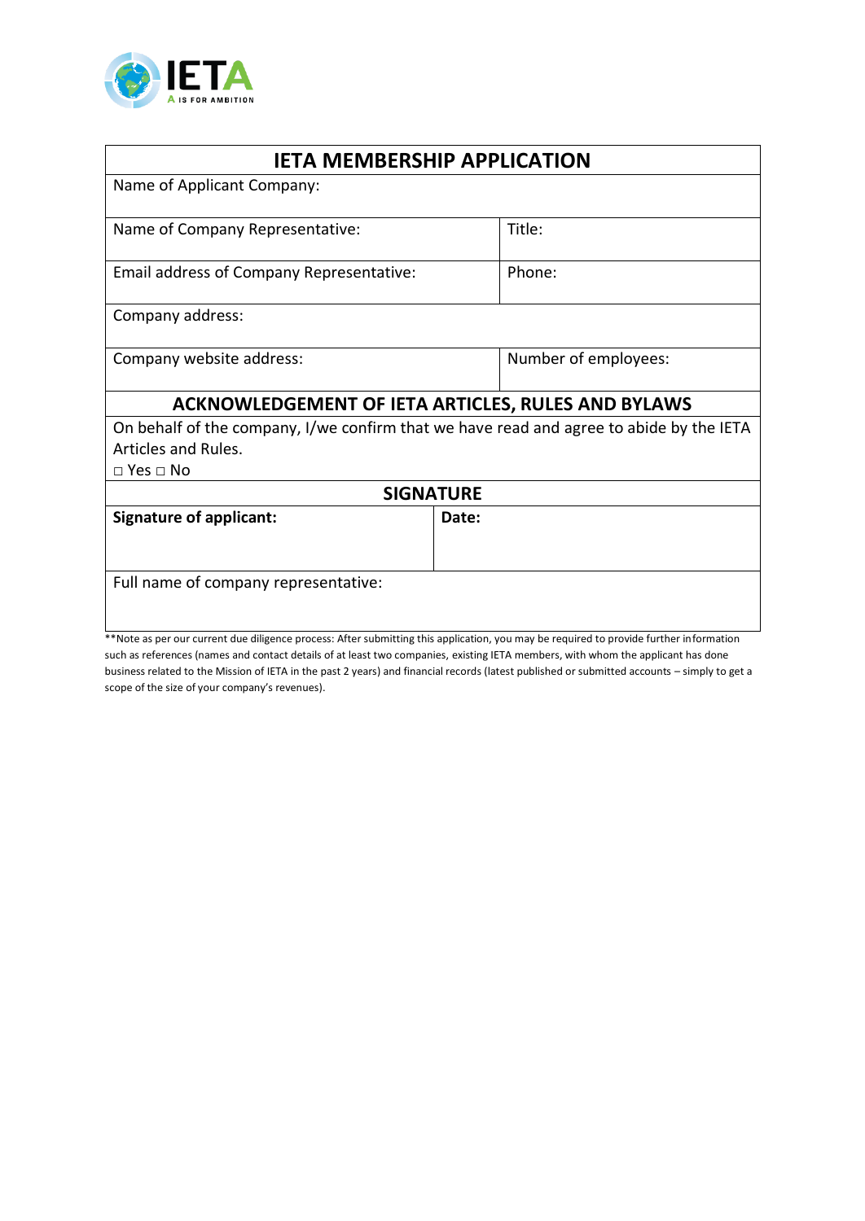# IETA MEMBERSHIP APPLICATION

| | |
|---|---|
| Name of Applicant Company: | |
| Name of Company Representative: | Title: |
| Email address of Company Representative: | Phone: |
| Company address: | |
| Company website address: | Number of employees: |

## ACKNOWLEDGEMENT OF IETA ARTICLES, RULES AND BYLAWS

On behalf of the company, I/we confirm that we have read and agree to abide by the IETA Articles and Rules.

□ Yes □ No

## SIGNATURE

| | |
|---|---|
| **Signature of applicant:** | **Date:** |
| Full name of company representative: | |

**Note as per our current due diligence process: After submitting this application, you may be required to provide further information such as references (names and contact details of at least two companies, existing IETA members, with whom the applicant has done business related to the Mission of IETA in the past 2 years) and financial records (latest published or submitted accounts – simply to get a scope of the size of your company's revenues).